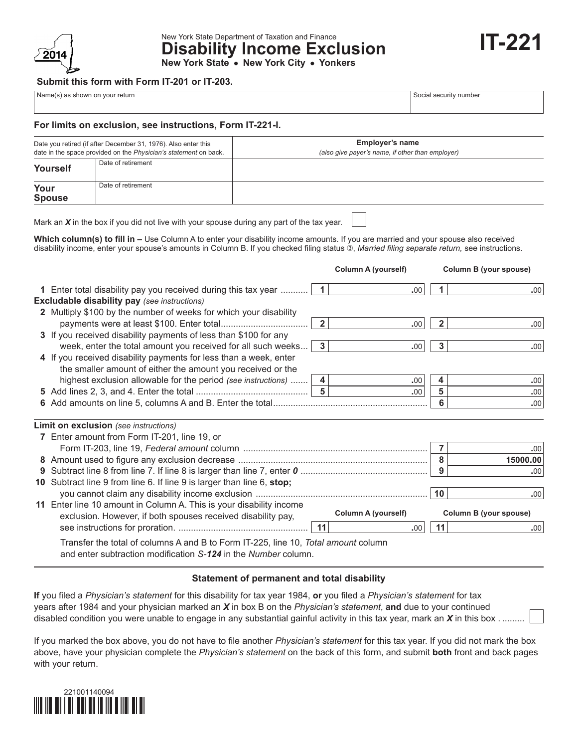2014

New York State Department of Taxation and Finance

# Disability Income Exclusion

**New York State • New York City • Yonkers**

# IT-221

**Submit this form with Form IT-201 or IT-203.**

| Name(s) as shown on your return | Social security number |
|---|---|
| | |

**For limits on exclusion, see instructions, Form IT-221-I.**

| Date you retired (if after December 31, 1976). Also enter this date in the space provided on the *Physician's statement* on back. | | **Employer's name** *(also give payer's name, if other than employer)* |
|---|---|---|
| **Yourself** | Date of retirement | |
| **Your Spouse** | Date of retirement | |

Mark an ***X*** in the box if you did not live with your spouse during any part of the tax year. ☐

**Which column(s) to fill in –** Use Column A to enter your disability income amounts. If you are married and your spouse also received disability income, enter your spouse's amounts in Column B. If you checked filing status ③, *Married filing separate return,* see instructions.

| | | Column A (yourself) | | Column B (your spouse) |
|---|---|---|---|---|
| **1** Enter total disability pay you received during this tax year | 1 | .00 | 1 | .00 |
| **Excludable disability pay** *(see instructions)* | | | | |
| **2** Multiply $100 by the number of weeks for which your disability payments were at least $100. Enter total | 2 | .00 | 2 | .00 |
| **3** If you received disability payments of less than $100 for any week, enter the total amount you received for all such weeks | 3 | .00 | 3 | .00 |
| **4** If you received disability payments for less than a week, enter the smaller amount of either the amount you received or the highest exclusion allowable for the period *(see instructions)* | 4 | .00 | 4 | .00 |
| **5** Add lines 2, 3, and 4. Enter the total | 5 | .00 | 5 | .00 |
| **6** Add amounts on line 5, columns A and B. Enter the total | | | 6 | .00 |

**Limit on exclusion** *(see instructions)*

| | | |
|---|---|---|
| **7** Enter amount from Form IT-201, line 19, or Form IT-203, line 19, *Federal amount* column | 7 | .00 |
| **8** Amount used to figure any exclusion decrease | 8 | 15000.00 |
| **9** Subtract line 8 from line 7. If line 8 is larger than line 7, enter ***0*** | 9 | .00 |
| **10** Subtract line 9 from line 6. If line 9 is larger than line 6, **stop;** you cannot claim any disability income exclusion | 10 | .00 |

| | | Column A (yourself) | | Column B (your spouse) |
|---|---|---|---|---|
| **11** Enter line 10 amount in Column A. This is your disability income exclusion. However, if both spouses received disability pay, see instructions for proration. | 11 | .00 | 11 | .00 |

Transfer the total of columns A and B to Form IT-225, line 10, *Total amount* column and enter subtraction modification *S-**124*** in the *Number* column.

## Statement of permanent and total disability

**If** you filed a *Physician's statement* for this disability for tax year 1984, **or** you filed a *Physician's statement* for tax years after 1984 and your physician marked an ***X*** in box B on the *Physician's statement*, **and** due to your continued disabled condition you were unable to engage in any substantial gainful activity in this tax year, mark an ***X*** in this box ☐

If you marked the box above, you do not have to file another *Physician's statement* for this tax year. If you did not mark the box above, have your physician complete the *Physician's statement* on the back of this form, and submit **both** front and back pages with your return.

221001140094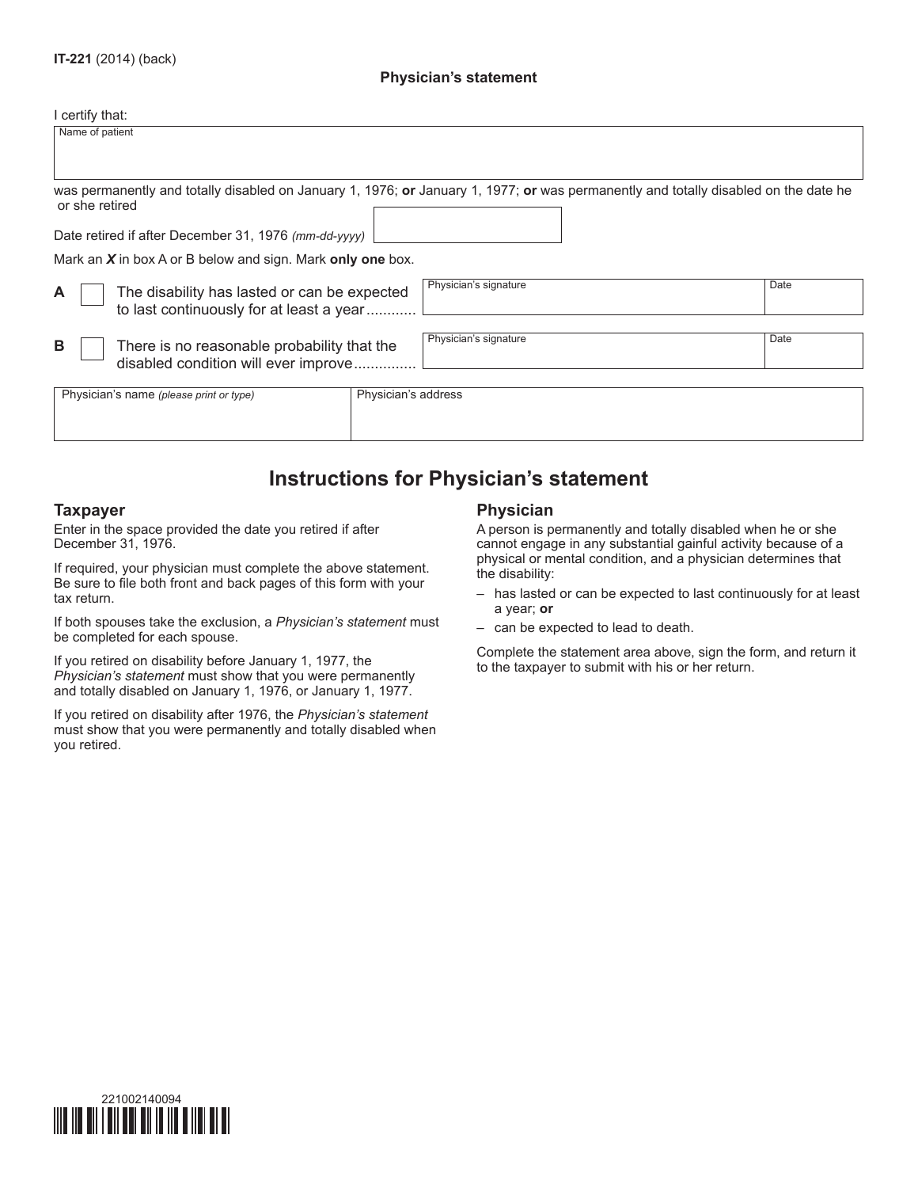IT-221 (2014) (back)

## Physician's statement

I certify that:

| Name of patient |
|---|
| |

was permanently and totally disabled on January 1, 1976; **or** January 1, 1977; **or** was permanently and totally disabled on the date he or she retired

Date retired if after December 31, 1976 *(mm-dd-yyyy)*

Mark an ***X*** in box A or B below and sign. Mark **only one** box.

| | | | Physician's signature | Date |
|---|---|---|---|---|
| **A** | ☐ | The disability has lasted or can be expected to last continuously for at least a year............ | | |
| **B** | ☐ | There is no reasonable probability that the disabled condition will ever improve.............. | | |

| Physician's name *(please print or type)* | Physician's address |
|---|---|
| | |

# Instructions for Physician's statement

## Taxpayer

Enter in the space provided the date you retired if after December 31, 1976.

If required, your physician must complete the above statement. Be sure to file both front and back pages of this form with your tax return.

If both spouses take the exclusion, a *Physician's statement* must be completed for each spouse.

If you retired on disability before January 1, 1977, the *Physician's statement* must show that you were permanently and totally disabled on January 1, 1976, or January 1, 1977.

If you retired on disability after 1976, the *Physician's statement* must show that you were permanently and totally disabled when you retired.

## Physician

A person is permanently and totally disabled when he or she cannot engage in any substantial gainful activity because of a physical or mental condition, and a physician determines that the disability:

- has lasted or can be expected to last continuously for at least a year; **or**
- can be expected to lead to death.

Complete the statement area above, sign the form, and return it to the taxpayer to submit with his or her return.

221002140094